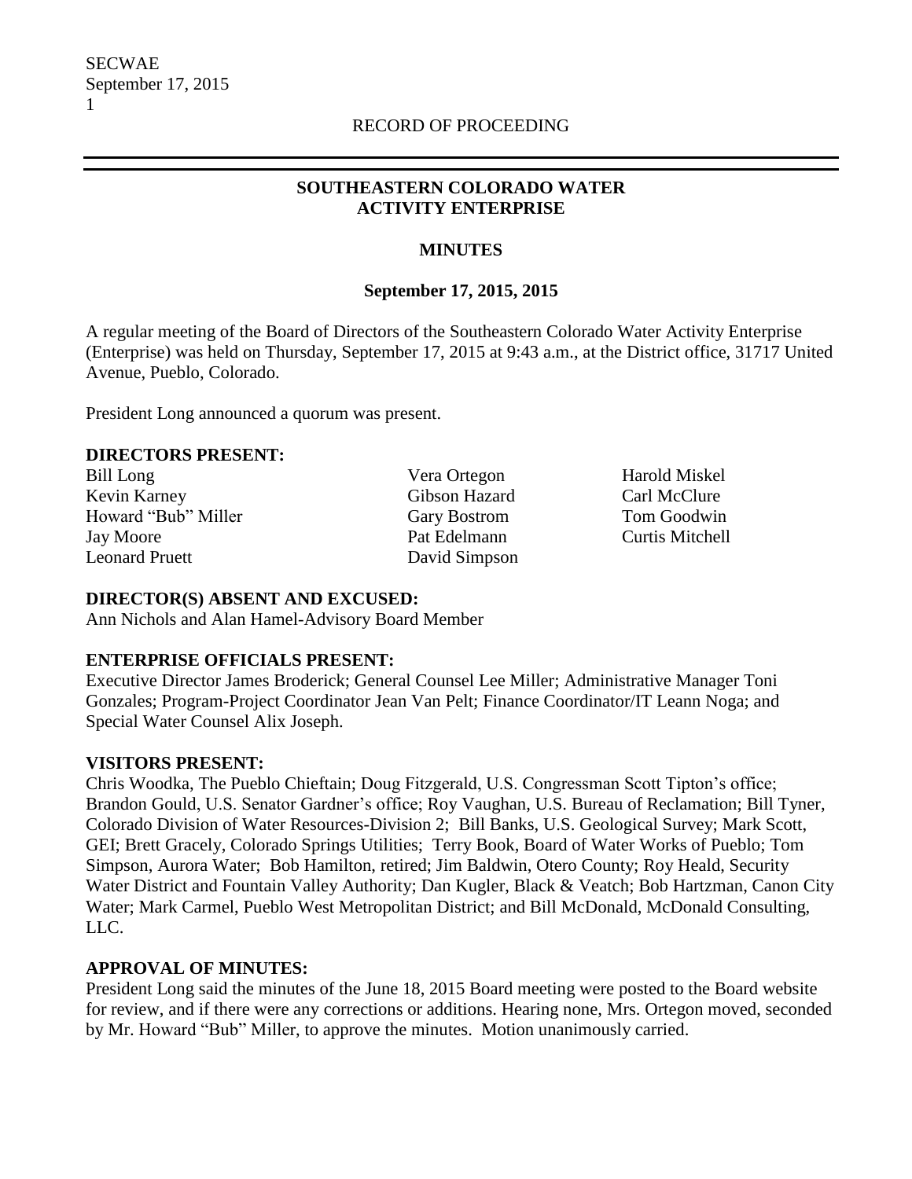RECORD OF PROCEEDING

# SOUTHEASTERN COLORADO WATER ACTIVITY ENTERPRISE

## MINUTES

**September 17, 2015, 2015**

A regular meeting of the Board of Directors of the Southeastern Colorado Water Activity Enterprise (Enterprise) was held on Thursday, September 17, 2015 at 9:43 a.m., at the District office, 31717 United Avenue, Pueblo, Colorado.

President Long announced a quorum was present.

**DIRECTORS PRESENT:**

Bill Long
Kevin Karney
Howard "Bub" Miller
Jay Moore
Leonard Pruett
Vera Ortegon
Gibson Hazard
Gary Bostrom
Pat Edelmann
David Simpson
Harold Miskel
Carl McClure
Tom Goodwin
Curtis Mitchell

**DIRECTOR(S) ABSENT AND EXCUSED:**

Ann Nichols and Alan Hamel-Advisory Board Member

**ENTERPRISE OFFICIALS PRESENT:**

Executive Director James Broderick; General Counsel Lee Miller; Administrative Manager Toni Gonzales; Program-Project Coordinator Jean Van Pelt; Finance Coordinator/IT Leann Noga; and Special Water Counsel Alix Joseph.

**VISITORS PRESENT:**

Chris Woodka, The Pueblo Chieftain; Doug Fitzgerald, U.S. Congressman Scott Tipton's office; Brandon Gould, U.S. Senator Gardner's office; Roy Vaughan, U.S. Bureau of Reclamation; Bill Tyner, Colorado Division of Water Resources-Division 2; Bill Banks, U.S. Geological Survey; Mark Scott, GEI; Brett Gracely, Colorado Springs Utilities; Terry Book, Board of Water Works of Pueblo; Tom Simpson, Aurora Water; Bob Hamilton, retired; Jim Baldwin, Otero County; Roy Heald, Security Water District and Fountain Valley Authority; Dan Kugler, Black & Veatch; Bob Hartzman, Canon City Water; Mark Carmel, Pueblo West Metropolitan District; and Bill McDonald, McDonald Consulting, LLC.

**APPROVAL OF MINUTES:**

President Long said the minutes of the June 18, 2015 Board meeting were posted to the Board website for review, and if there were any corrections or additions. Hearing none, Mrs. Ortegon moved, seconded by Mr. Howard "Bub" Miller, to approve the minutes. Motion unanimously carried.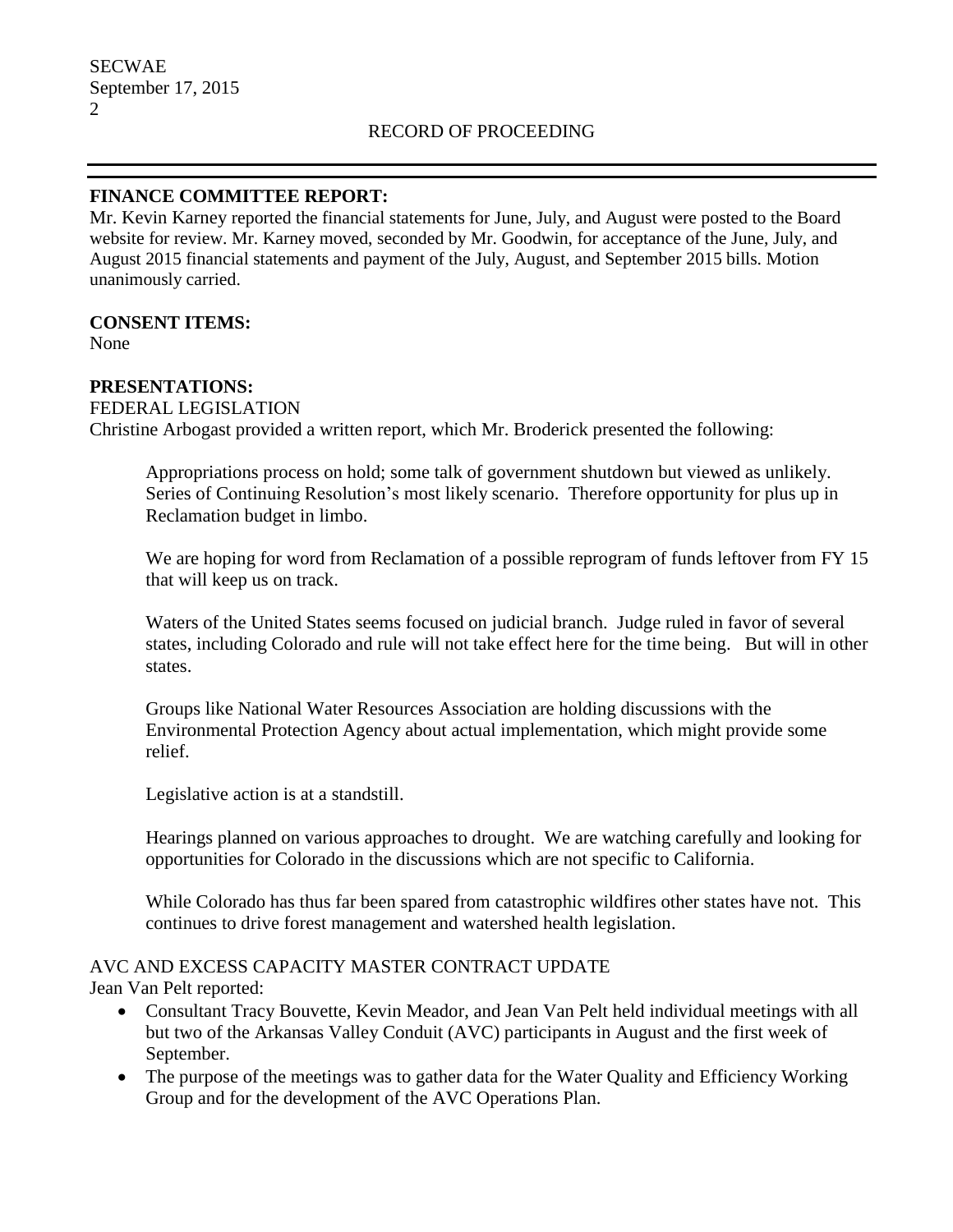## FINANCE COMMITTEE REPORT:

Mr. Kevin Karney reported the financial statements for June, July, and August were posted to the Board website for review. Mr. Karney moved, seconded by Mr. Goodwin, for acceptance of the June, July, and August 2015 financial statements and payment of the July, August, and September 2015 bills. Motion unanimously carried.

## CONSENT ITEMS:

None

## PRESENTATIONS:

FEDERAL LEGISLATION

Christine Arbogast provided a written report, which Mr. Broderick presented the following:

> Appropriations process on hold; some talk of government shutdown but viewed as unlikely. Series of Continuing Resolution's most likely scenario. Therefore opportunity for plus up in Reclamation budget in limbo.
>
> We are hoping for word from Reclamation of a possible reprogram of funds leftover from FY 15 that will keep us on track.
>
> Waters of the United States seems focused on judicial branch. Judge ruled in favor of several states, including Colorado and rule will not take effect here for the time being. But will in other states.
>
> Groups like National Water Resources Association are holding discussions with the Environmental Protection Agency about actual implementation, which might provide some relief.
>
> Legislative action is at a standstill.
>
> Hearings planned on various approaches to drought. We are watching carefully and looking for opportunities for Colorado in the discussions which are not specific to California.
>
> While Colorado has thus far been spared from catastrophic wildfires other states have not. This continues to drive forest management and watershed health legislation.

AVC AND EXCESS CAPACITY MASTER CONTRACT UPDATE

Jean Van Pelt reported:

- Consultant Tracy Bouvette, Kevin Meador, and Jean Van Pelt held individual meetings with all but two of the Arkansas Valley Conduit (AVC) participants in August and the first week of September.
- The purpose of the meetings was to gather data for the Water Quality and Efficiency Working Group and for the development of the AVC Operations Plan.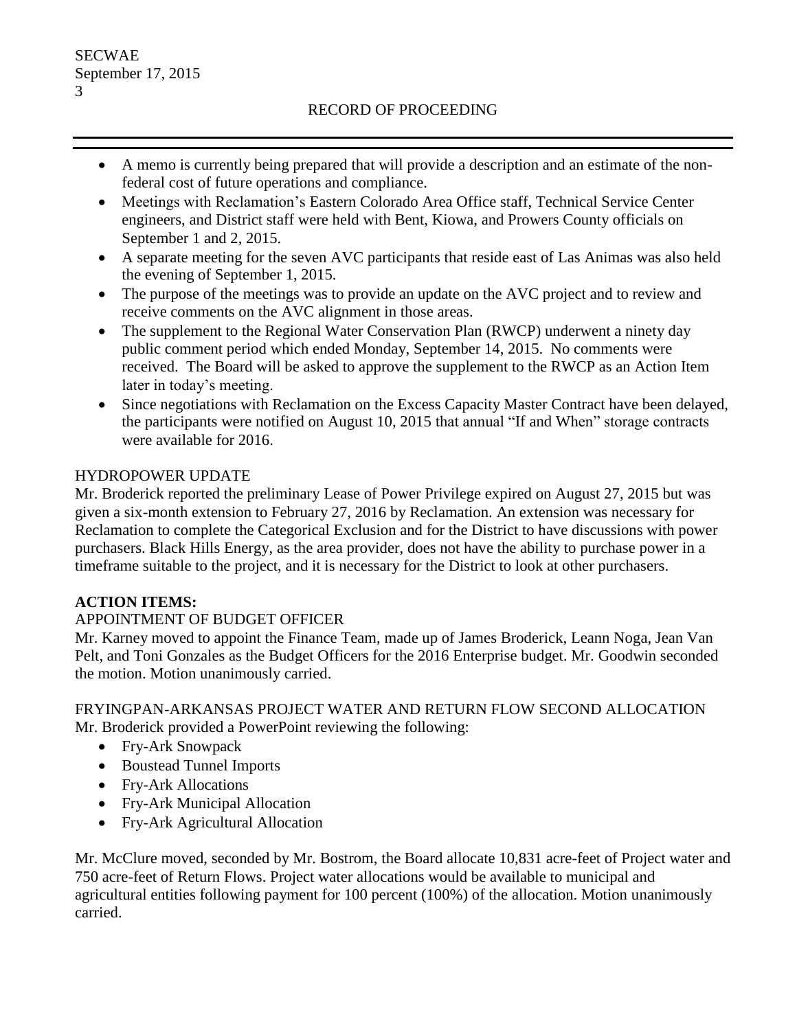- A memo is currently being prepared that will provide a description and an estimate of the non-federal cost of future operations and compliance.
- Meetings with Reclamation's Eastern Colorado Area Office staff, Technical Service Center engineers, and District staff were held with Bent, Kiowa, and Prowers County officials on September 1 and 2, 2015.
- A separate meeting for the seven AVC participants that reside east of Las Animas was also held the evening of September 1, 2015.
- The purpose of the meetings was to provide an update on the AVC project and to review and receive comments on the AVC alignment in those areas.
- The supplement to the Regional Water Conservation Plan (RWCP) underwent a ninety day public comment period which ended Monday, September 14, 2015. No comments were received. The Board will be asked to approve the supplement to the RWCP as an Action Item later in today's meeting.
- Since negotiations with Reclamation on the Excess Capacity Master Contract have been delayed, the participants were notified on August 10, 2015 that annual "If and When" storage contracts were available for 2016.

HYDROPOWER UPDATE

Mr. Broderick reported the preliminary Lease of Power Privilege expired on August 27, 2015 but was given a six-month extension to February 27, 2016 by Reclamation. An extension was necessary for Reclamation to complete the Categorical Exclusion and for the District to have discussions with power purchasers. Black Hills Energy, as the area provider, does not have the ability to purchase power in a timeframe suitable to the project, and it is necessary for the District to look at other purchasers.

**ACTION ITEMS:**

APPOINTMENT OF BUDGET OFFICER

Mr. Karney moved to appoint the Finance Team, made up of James Broderick, Leann Noga, Jean Van Pelt, and Toni Gonzales as the Budget Officers for the 2016 Enterprise budget. Mr. Goodwin seconded the motion. Motion unanimously carried.

FRYINGPAN-ARKANSAS PROJECT WATER AND RETURN FLOW SECOND ALLOCATION

Mr. Broderick provided a PowerPoint reviewing the following:

- Fry-Ark Snowpack
- Boustead Tunnel Imports
- Fry-Ark Allocations
- Fry-Ark Municipal Allocation
- Fry-Ark Agricultural Allocation

Mr. McClure moved, seconded by Mr. Bostrom, the Board allocate 10,831 acre-feet of Project water and 750 acre-feet of Return Flows. Project water allocations would be available to municipal and agricultural entities following payment for 100 percent (100%) of the allocation. Motion unanimously carried.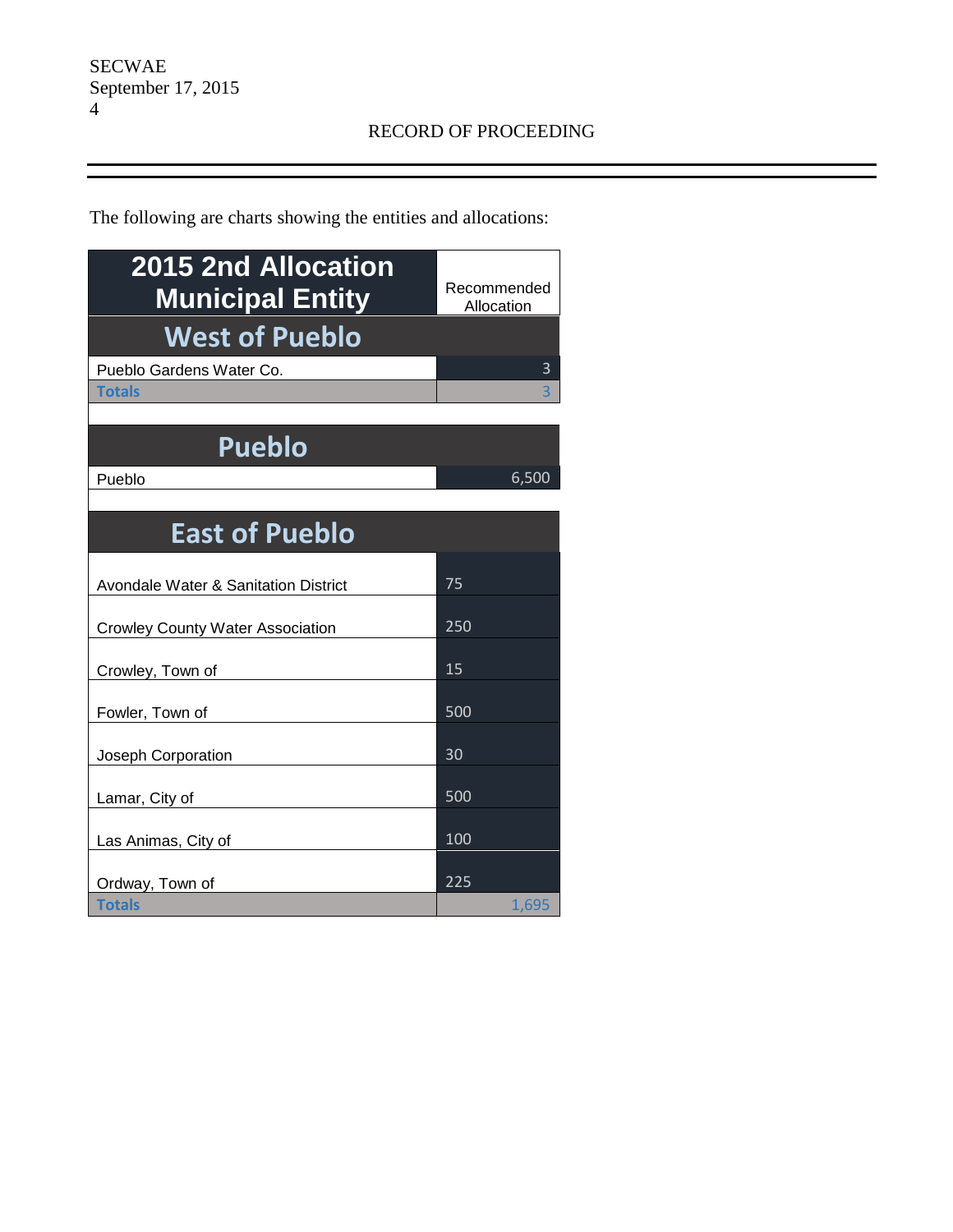RECORD OF PROCEEDING

The following are charts showing the entities and allocations:

| 2015 2nd Allocation Municipal Entity | Recommended Allocation |
|---|---|
| **West of Pueblo** | |
| Pueblo Gardens Water Co. | 3 |
| **Totals** | 3 |
| | |
| **Pueblo** | |
| Pueblo | 6,500 |
| | |
| **East of Pueblo** | |
| Avondale Water & Sanitation District | 75 |
| Crowley County Water Association | 250 |
| Crowley, Town of | 15 |
| Fowler, Town of | 500 |
| Joseph Corporation | 30 |
| Lamar, City of | 500 |
| Las Animas, City of | 100 |
| Ordway, Town of | 225 |
| **Totals** | 1,695 |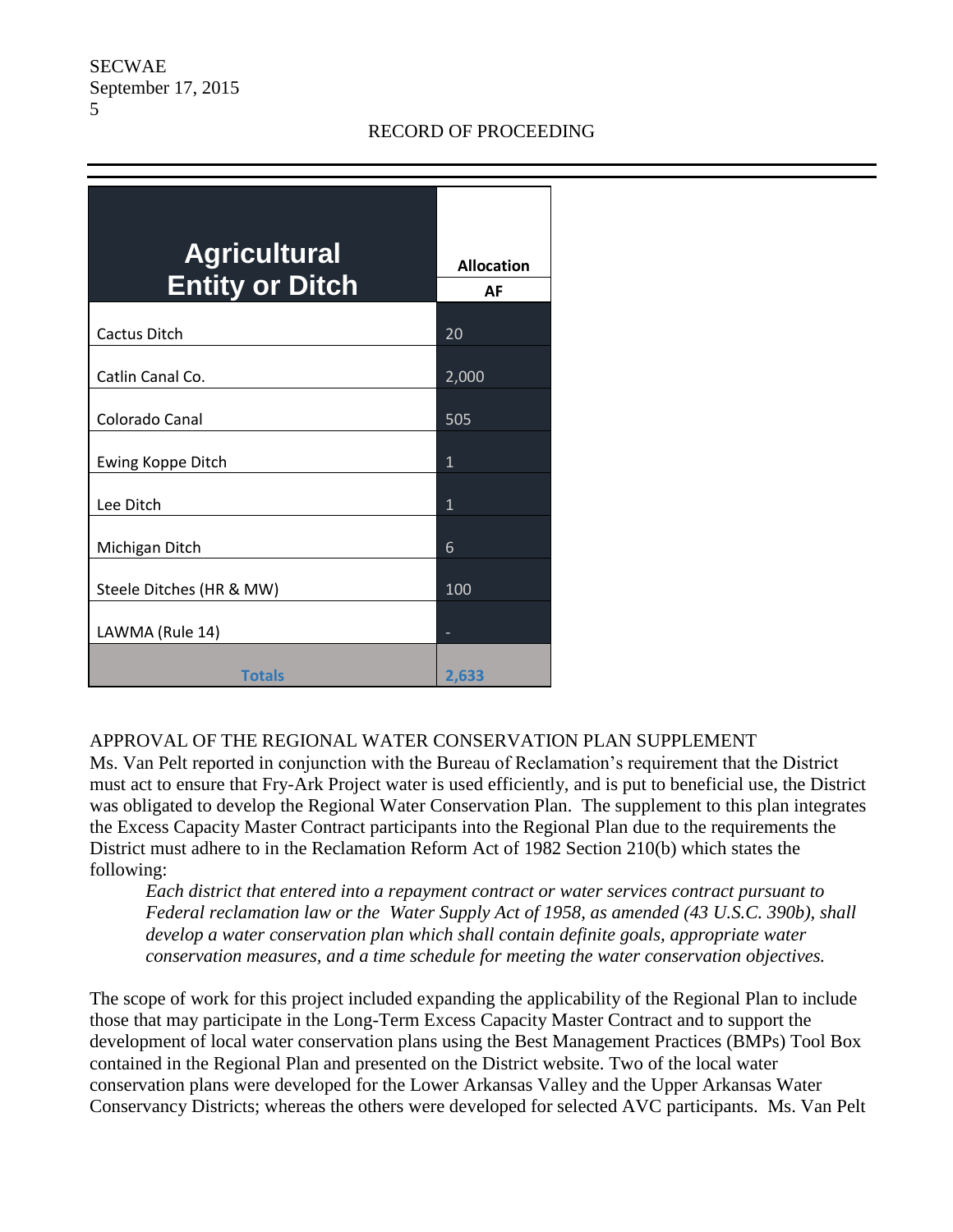| Agricultural Entity or Ditch | Allocation AF |
| --- | --- |
| Cactus Ditch | 20 |
| Catlin Canal Co. | 2,000 |
| Colorado Canal | 505 |
| Ewing Koppe Ditch | 1 |
| Lee Ditch | 1 |
| Michigan Ditch | 6 |
| Steele Ditches (HR & MW) | 100 |
| LAWMA (Rule 14) | - |
| **Totals** | **2,633** |

APPROVAL OF THE REGIONAL WATER CONSERVATION PLAN SUPPLEMENT

Ms. Van Pelt reported in conjunction with the Bureau of Reclamation's requirement that the District must act to ensure that Fry-Ark Project water is used efficiently, and is put to beneficial use, the District was obligated to develop the Regional Water Conservation Plan. The supplement to this plan integrates the Excess Capacity Master Contract participants into the Regional Plan due to the requirements the District must adhere to in the Reclamation Reform Act of 1982 Section 210(b) which states the following:

> *Each district that entered into a repayment contract or water services contract pursuant to Federal reclamation law or the Water Supply Act of 1958, as amended (43 U.S.C. 390b), shall develop a water conservation plan which shall contain definite goals, appropriate water conservation measures, and a time schedule for meeting the water conservation objectives.*

The scope of work for this project included expanding the applicability of the Regional Plan to include those that may participate in the Long-Term Excess Capacity Master Contract and to support the development of local water conservation plans using the Best Management Practices (BMPs) Tool Box contained in the Regional Plan and presented on the District website. Two of the local water conservation plans were developed for the Lower Arkansas Valley and the Upper Arkansas Water Conservancy Districts; whereas the others were developed for selected AVC participants. Ms. Van Pelt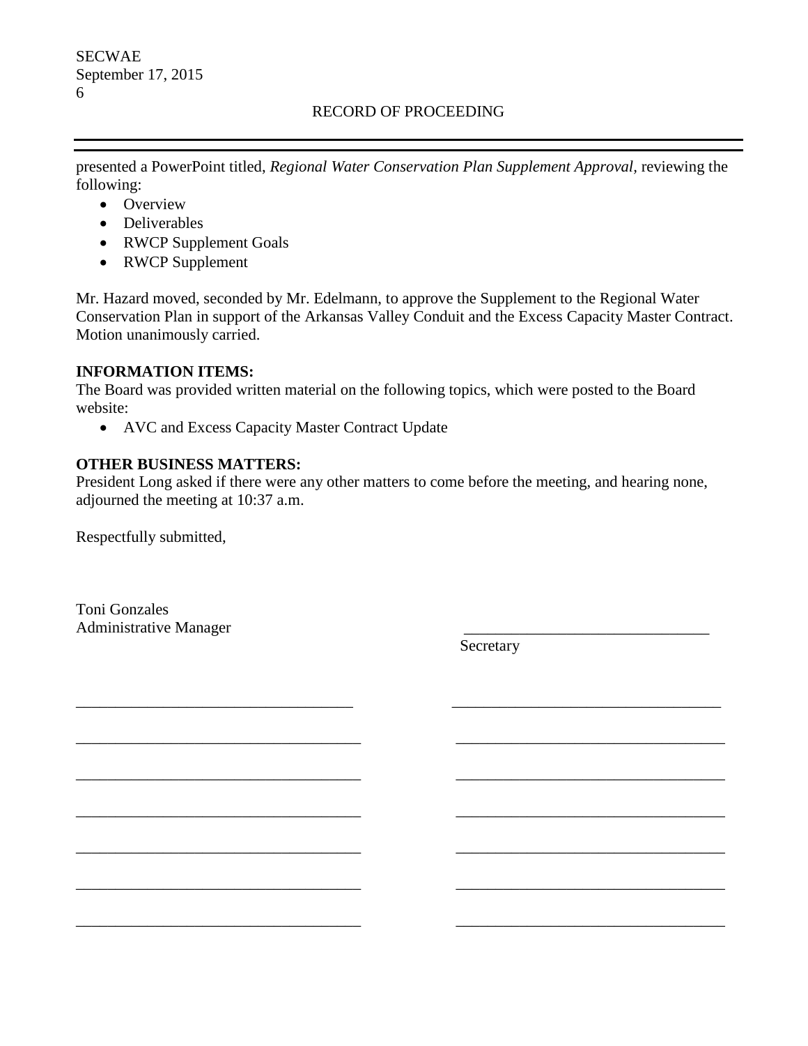presented a PowerPoint titled, *Regional Water Conservation Plan Supplement Approval*, reviewing the following:

- Overview
- Deliverables
- RWCP Supplement Goals
- RWCP Supplement

Mr. Hazard moved, seconded by Mr. Edelmann, to approve the Supplement to the Regional Water Conservation Plan in support of the Arkansas Valley Conduit and the Excess Capacity Master Contract. Motion unanimously carried.

**INFORMATION ITEMS:**
The Board was provided written material on the following topics, which were posted to the Board website:

- AVC and Excess Capacity Master Contract Update

**OTHER BUSINESS MATTERS:**
President Long asked if there were any other matters to come before the meeting, and hearing none, adjourned the meeting at 10:37 a.m.

Respectfully submitted,

Toni Gonzales
Administrative Manager

_______________________________
Secretary

___________________________________ ___________________________________

___________________________________ ___________________________________

___________________________________ ___________________________________

___________________________________ ___________________________________

___________________________________ ___________________________________

___________________________________ ___________________________________

___________________________________ ___________________________________